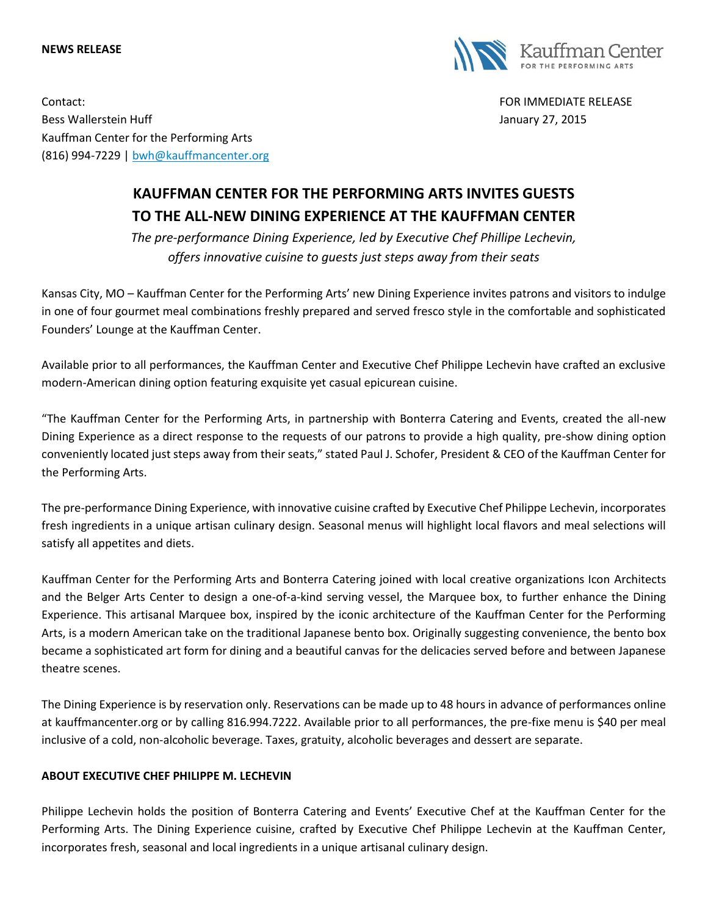**NEWS RELEASE**

Kauffman Center FOR THE PERFORMING ARTS

Contact:
Bess Wallerstein Huff
Kauffman Center for the Performing Arts
(816) 994-7229 | bwh@kauffmancenter.org

FOR IMMEDIATE RELEASE
January 27, 2015

# KAUFFMAN CENTER FOR THE PERFORMING ARTS INVITES GUESTS TO THE ALL-NEW DINING EXPERIENCE AT THE KAUFFMAN CENTER

*The pre-performance Dining Experience, led by Executive Chef Phillipe Lechevin, offers innovative cuisine to guests just steps away from their seats*

Kansas City, MO – Kauffman Center for the Performing Arts' new Dining Experience invites patrons and visitors to indulge in one of four gourmet meal combinations freshly prepared and served fresco style in the comfortable and sophisticated Founders' Lounge at the Kauffman Center.

Available prior to all performances, the Kauffman Center and Executive Chef Philippe Lechevin have crafted an exclusive modern-American dining option featuring exquisite yet casual epicurean cuisine.

"The Kauffman Center for the Performing Arts, in partnership with Bonterra Catering and Events, created the all-new Dining Experience as a direct response to the requests of our patrons to provide a high quality, pre-show dining option conveniently located just steps away from their seats," stated Paul J. Schofer, President & CEO of the Kauffman Center for the Performing Arts.

The pre-performance Dining Experience, with innovative cuisine crafted by Executive Chef Philippe Lechevin, incorporates fresh ingredients in a unique artisan culinary design. Seasonal menus will highlight local flavors and meal selections will satisfy all appetites and diets.

Kauffman Center for the Performing Arts and Bonterra Catering joined with local creative organizations Icon Architects and the Belger Arts Center to design a one-of-a-kind serving vessel, the Marquee box, to further enhance the Dining Experience. This artisanal Marquee box, inspired by the iconic architecture of the Kauffman Center for the Performing Arts, is a modern American take on the traditional Japanese bento box. Originally suggesting convenience, the bento box became a sophisticated art form for dining and a beautiful canvas for the delicacies served before and between Japanese theatre scenes.

The Dining Experience is by reservation only. Reservations can be made up to 48 hours in advance of performances online at kauffmancenter.org or by calling 816.994.7222. Available prior to all performances, the pre-fixe menu is $40 per meal inclusive of a cold, non-alcoholic beverage. Taxes, gratuity, alcoholic beverages and dessert are separate.

## ABOUT EXECUTIVE CHEF PHILIPPE M. LECHEVIN

Philippe Lechevin holds the position of Bonterra Catering and Events' Executive Chef at the Kauffman Center for the Performing Arts. The Dining Experience cuisine, crafted by Executive Chef Philippe Lechevin at the Kauffman Center, incorporates fresh, seasonal and local ingredients in a unique artisanal culinary design.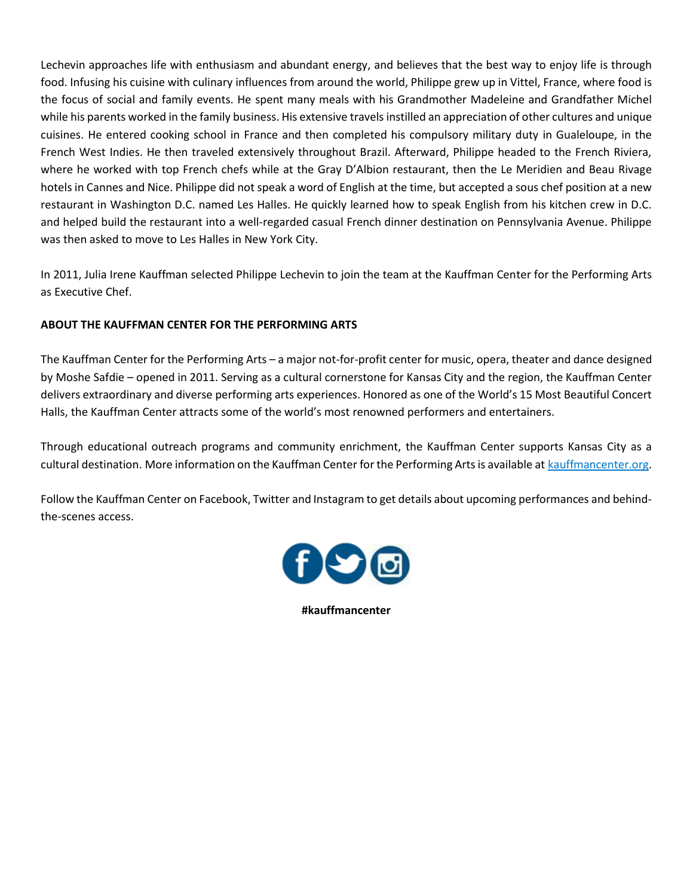Lechevin approaches life with enthusiasm and abundant energy, and believes that the best way to enjoy life is through food. Infusing his cuisine with culinary influences from around the world, Philippe grew up in Vittel, France, where food is the focus of social and family events. He spent many meals with his Grandmother Madeleine and Grandfather Michel while his parents worked in the family business. His extensive travels instilled an appreciation of other cultures and unique cuisines. He entered cooking school in France and then completed his compulsory military duty in Gualeloupe, in the French West Indies. He then traveled extensively throughout Brazil. Afterward, Philippe headed to the French Riviera, where he worked with top French chefs while at the Gray D'Albion restaurant, then the Le Meridien and Beau Rivage hotels in Cannes and Nice. Philippe did not speak a word of English at the time, but accepted a sous chef position at a new restaurant in Washington D.C. named Les Halles. He quickly learned how to speak English from his kitchen crew in D.C. and helped build the restaurant into a well-regarded casual French dinner destination on Pennsylvania Avenue. Philippe was then asked to move to Les Halles in New York City.

In 2011, Julia Irene Kauffman selected Philippe Lechevin to join the team at the Kauffman Center for the Performing Arts as Executive Chef.

**ABOUT THE KAUFFMAN CENTER FOR THE PERFORMING ARTS**

The Kauffman Center for the Performing Arts – a major not-for-profit center for music, opera, theater and dance designed by Moshe Safdie – opened in 2011. Serving as a cultural cornerstone for Kansas City and the region, the Kauffman Center delivers extraordinary and diverse performing arts experiences. Honored as one of the World's 15 Most Beautiful Concert Halls, the Kauffman Center attracts some of the world's most renowned performers and entertainers.

Through educational outreach programs and community enrichment, the Kauffman Center supports Kansas City as a cultural destination. More information on the Kauffman Center for the Performing Arts is available at kauffmancenter.org.

Follow the Kauffman Center on Facebook, Twitter and Instagram to get details about upcoming performances and behind-the-scenes access.

**#kauffmancenter**